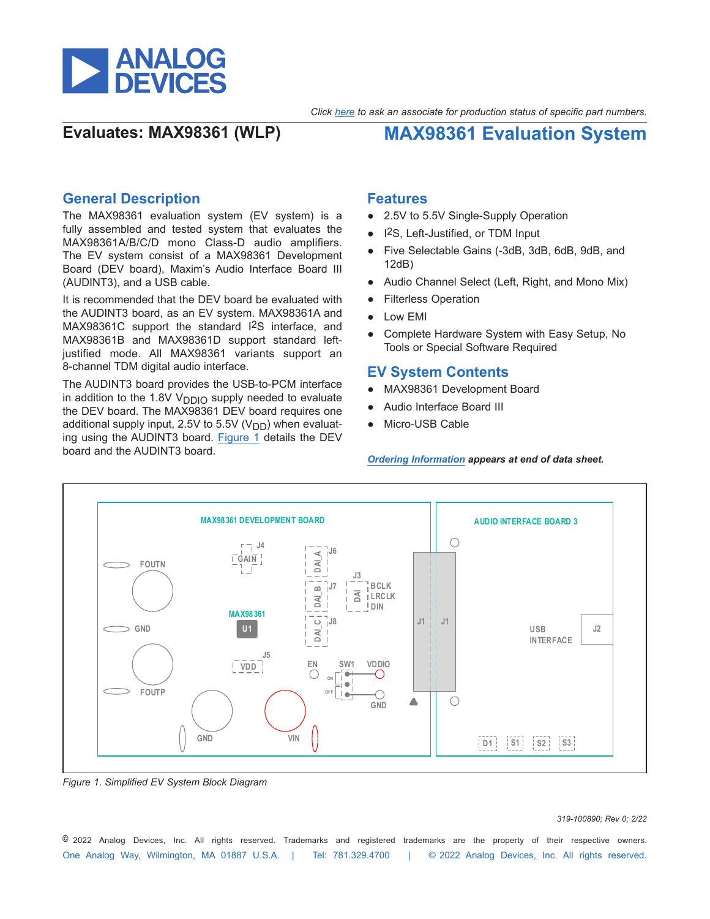Click here to ask an associate for production status of specific part numbers.

**Evaluates: MAX98361 (WLP)**

# MAX98361 Evaluation System

## General Description

The MAX98361 evaluation system (EV system) is a fully assembled and tested system that evaluates the MAX98361A/B/C/D mono Class-D audio amplifiers. The EV system consist of a MAX98361 Development Board (DEV board), Maxim's Audio Interface Board III (AUDINT3), and a USB cable.

It is recommended that the DEV board be evaluated with the AUDINT3 board, as an EV system. MAX98361A and MAX98361C support the standard I2S interface, and MAX98361B and MAX98361D support standard left-justified mode. All MAX98361 variants support an 8-channel TDM digital audio interface.

The AUDINT3 board provides the USB-to-PCM interface in addition to the 1.8V $V_{DDIO}$ supply needed to evaluate the DEV board. The MAX98361 DEV board requires one additional supply input, 2.5V to 5.5V ($V_{DD}$) when evaluating using the AUDINT3 board. Figure 1 details the DEV board and the AUDINT3 board.

## Features

- 2.5V to 5.5V Single-Supply Operation
- I2S, Left-Justified, or TDM Input
- Five Selectable Gains (-3dB, 3dB, 6dB, 9dB, and 12dB)
- Audio Channel Select (Left, Right, and Mono Mix)
- Filterless Operation
- Low EMI
- Complete Hardware System with Easy Setup, No Tools or Special Software Required

## EV System Contents

- MAX98361 Development Board
- Audio Interface Board III
- Micro-USB Cable

***Ordering Information* appears at end of data sheet.**

MAX98361 DEVELOPMENT BOARD | FOUTN | GND | FOUTP | GND | VIN | J4 GAIN | MAX98361 U1 | J5 VDD | J6 DAI_A | J7 DAI_B | J8 DAI_C | J3 DAI BCLK LRCLK DIN | EN | SW1 ON OFF | VDDIO | GND | J1 | AUDIO INTERFACE BOARD 3 | J1 | USB INTERFACE | J2 | D1 | S1 | S2 | S3

*Figure 1. Simplified EV System Block Diagram*

319-100890; Rev 0; 2/22

© 2022 Analog Devices, Inc. All rights reserved. Trademarks and registered trademarks are the property of their respective owners.
One Analog Way, Wilmington, MA 01887 U.S.A. | Tel: 781.329.4700 | © 2022 Analog Devices, Inc. All rights reserved.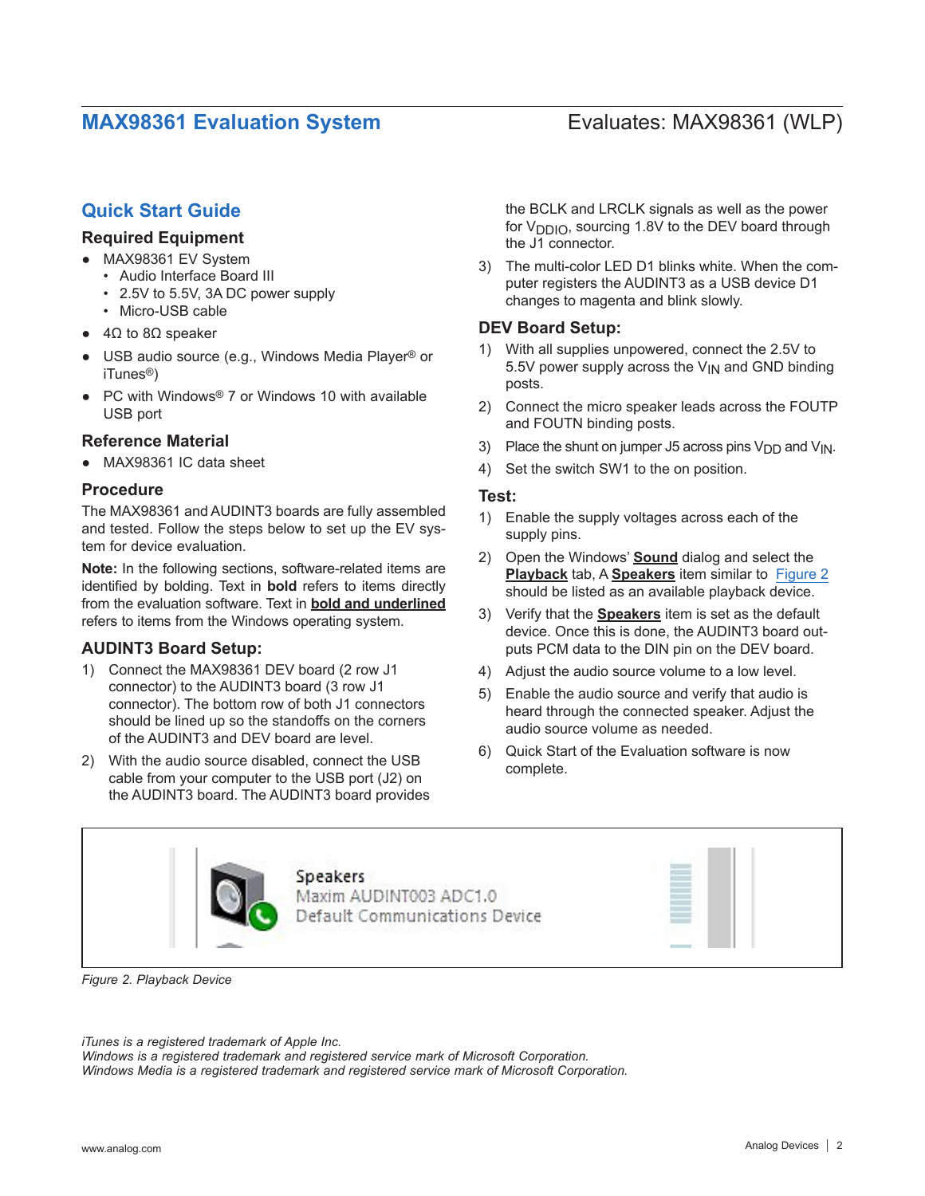## Quick Start Guide

### Required Equipment

- MAX98361 EV System
  - Audio Interface Board III
  - 2.5V to 5.5V, 3A DC power supply
  - Micro-USB cable
- 4Ω to 8Ω speaker
- USB audio source (e.g., Windows Media Player® or iTunes®)
- PC with Windows® 7 or Windows 10 with available USB port

### Reference Material

- MAX98361 IC data sheet

### Procedure

The MAX98361 and AUDINT3 boards are fully assembled and tested. Follow the steps below to set up the EV system for device evaluation.

**Note:** In the following sections, software-related items are identified by bolding. Text in **bold** refers to items directly from the evaluation software. Text in **<u>bold and underlined</u>** refers to items from the Windows operating system.

### AUDINT3 Board Setup:

1) Connect the MAX98361 DEV board (2 row J1 connector) to the AUDINT3 board (3 row J1 connector). The bottom row of both J1 connectors should be lined up so the standoffs on the corners of the AUDINT3 and DEV board are level.
2) With the audio source disabled, connect the USB cable from your computer to the USB port (J2) on the AUDINT3 board. The AUDINT3 board provides the BCLK and LRCLK signals as well as the power for $V_{DDIO}$, sourcing 1.8V to the DEV board through the J1 connector.
3) The multi-color LED D1 blinks white. When the computer registers the AUDINT3 as a USB device D1 changes to magenta and blink slowly.

### DEV Board Setup:

1) With all supplies unpowered, connect the 2.5V to 5.5V power supply across the $V_{IN}$ and GND binding posts.
2) Connect the micro speaker leads across the FOUTP and FOUTN binding posts.
3) Place the shunt on jumper J5 across pins $V_{DD}$ and $V_{IN}$.
4) Set the switch SW1 to the on position.

### Test:

1) Enable the supply voltages across each of the supply pins.
2) Open the Windows' **<u>Sound</u>** dialog and select the **<u>Playback</u>** tab, A **<u>Speakers</u>** item similar to Figure 2 should be listed as an available playback device.
3) Verify that the **<u>Speakers</u>** item is set as the default device. Once this is done, the AUDINT3 board outputs PCM data to the DIN pin on the DEV board.
4) Adjust the audio source volume to a low level.
5) Enable the audio source and verify that audio is heard through the connected speaker. Adjust the audio source volume as needed.
6) Quick Start of the Evaluation software is now complete.

Speakers
Maxim AUDINT003 ADC1.0
Default Communications Device

*Figure 2. Playback Device*

*iTunes is a registered trademark of Apple Inc.*
*Windows is a registered trademark and registered service mark of Microsoft Corporation.*
*Windows Media is a registered trademark and registered service mark of Microsoft Corporation.*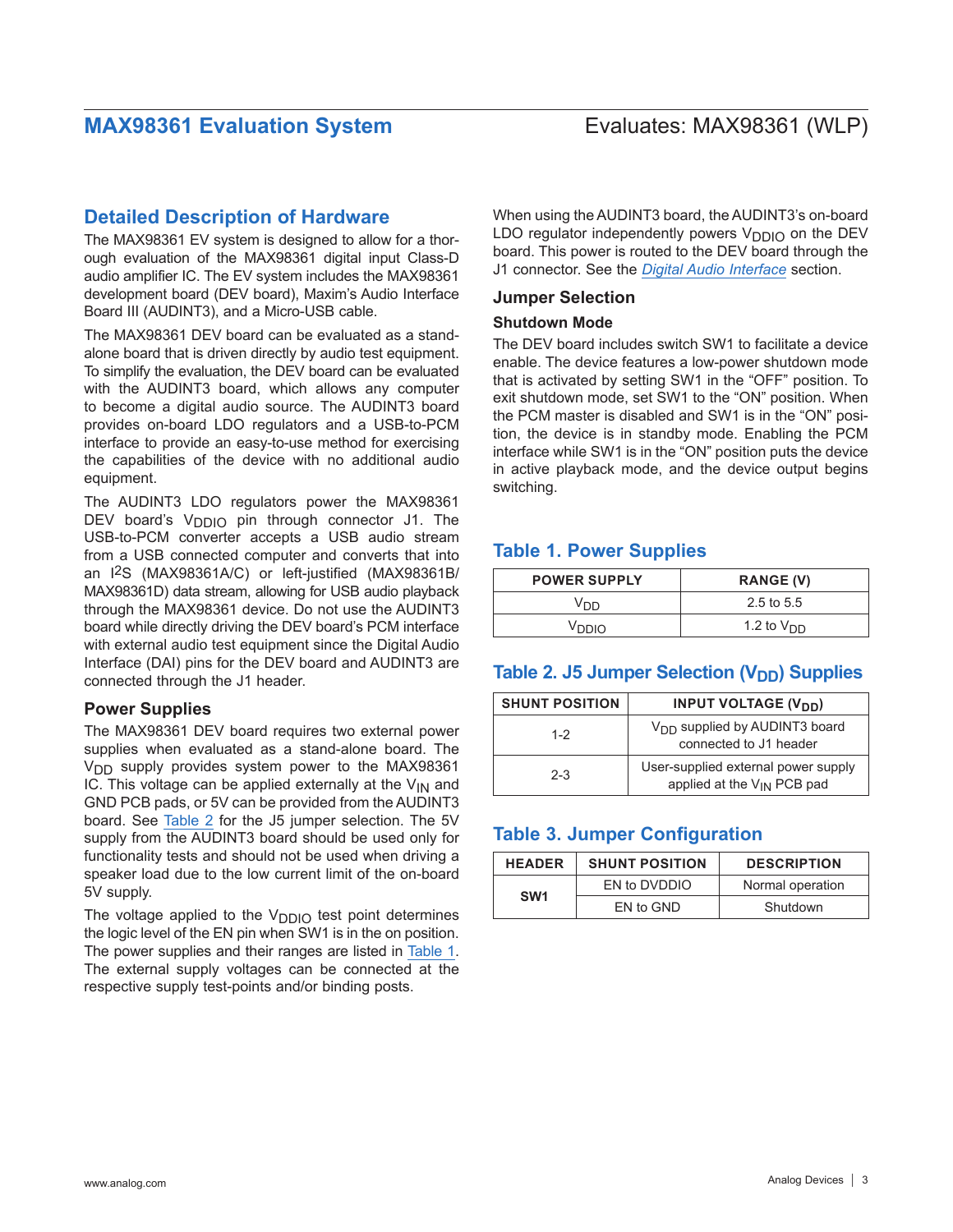## Detailed Description of Hardware

The MAX98361 EV system is designed to allow for a thorough evaluation of the MAX98361 digital input Class-D audio amplifier IC. The EV system includes the MAX98361 development board (DEV board), Maxim's Audio Interface Board III (AUDINT3), and a Micro-USB cable.

The MAX98361 DEV board can be evaluated as a standalone board that is driven directly by audio test equipment. To simplify the evaluation, the DEV board can be evaluated with the AUDINT3 board, which allows any computer to become a digital audio source. The AUDINT3 board provides on-board LDO regulators and a USB-to-PCM interface to provide an easy-to-use method for exercising the capabilities of the device with no additional audio equipment.

The AUDINT3 LDO regulators power the MAX98361 DEV board's $V_{DDIO}$ pin through connector J1. The USB-to-PCM converter accepts a USB audio stream from a USB connected computer and converts that into an I2S (MAX98361A/C) or left-justified (MAX98361B/MAX98361D) data stream, allowing for USB audio playback through the MAX98361 device. Do not use the AUDINT3 board while directly driving the DEV board's PCM interface with external audio test equipment since the Digital Audio Interface (DAI) pins for the DEV board and AUDINT3 are connected through the J1 header.

### Power Supplies

The MAX98361 DEV board requires two external power supplies when evaluated as a stand-alone board. The $V_{DD}$ supply provides system power to the MAX98361 IC. This voltage can be applied externally at the $V_{IN}$ and GND PCB pads, or 5V can be provided from the AUDINT3 board. See Table 2 for the J5 jumper selection. The 5V supply from the AUDINT3 board should be used only for functionality tests and should not be used when driving a speaker load due to the low current limit of the on-board 5V supply.

The voltage applied to the $V_{DDIO}$ test point determines the logic level of the EN pin when SW1 is in the on position. The power supplies and their ranges are listed in Table 1. The external supply voltages can be connected at the respective supply test-points and/or binding posts.

When using the AUDINT3 board, the AUDINT3's on-board LDO regulator independently powers $V_{DDIO}$ on the DEV board. This power is routed to the DEV board through the J1 connector. See the *Digital Audio Interface* section.

### Jumper Selection

#### Shutdown Mode

The DEV board includes switch SW1 to facilitate a device enable. The device features a low-power shutdown mode that is activated by setting SW1 in the "OFF" position. To exit shutdown mode, set SW1 to the "ON" position. When the PCM master is disabled and SW1 is in the "ON" position, the device is in standby mode. Enabling the PCM interface while SW1 is in the "ON" position puts the device in active playback mode, and the device output begins switching.

### Table 1. Power Supplies

| POWER SUPPLY | RANGE (V) |
| --- | --- |
| $V_{DD}$ | 2.5 to 5.5 |
| $V_{DDIO}$ | 1.2 to $V_{DD}$ |

### Table 2. J5 Jumper Selection ($V_{DD}$) Supplies

| SHUNT POSITION | INPUT VOLTAGE ($V_{DD}$) |
| --- | --- |
| 1-2 | $V_{DD}$ supplied by AUDINT3 board connected to J1 header |
| 2-3 | User-supplied external power supply applied at the $V_{IN}$ PCB pad |

### Table 3. Jumper Configuration

| HEADER | SHUNT POSITION | DESCRIPTION |
| --- | --- | --- |
| SW1 | EN to DVDDIO | Normal operation |
| | EN to GND | Shutdown |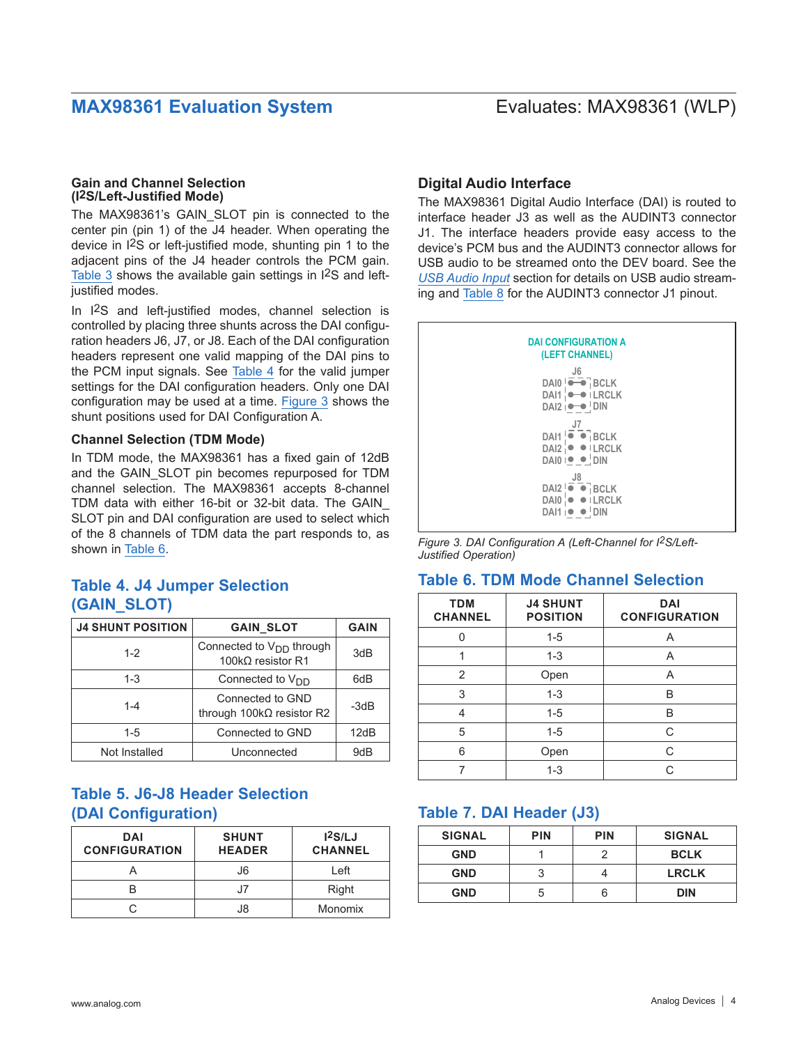## Gain and Channel Selection (I2S/Left-Justified Mode)

The MAX98361's GAIN_SLOT pin is connected to the center pin (pin 1) of the J4 header. When operating the device in I2S or left-justified mode, shunting pin 1 to the adjacent pins of the J4 header controls the PCM gain. Table 3 shows the available gain settings in I2S and left-justified modes.

In I2S and left-justified modes, channel selection is controlled by placing three shunts across the DAI configuration headers J6, J7, or J8. Each of the DAI configuration headers represent one valid mapping of the DAI pins to the PCM input signals. See Table 4 for the valid jumper settings for the DAI configuration headers. Only one DAI configuration may be used at a time. Figure 3 shows the shunt positions used for DAI Configuration A.

### Channel Selection (TDM Mode)

In TDM mode, the MAX98361 has a fixed gain of 12dB and the GAIN_SLOT pin becomes repurposed for TDM channel selection. The MAX98361 accepts 8-channel TDM data with either 16-bit or 32-bit data. The GAIN_SLOT pin and DAI configuration are used to select which of the 8 channels of TDM data the part responds to, as shown in Table 6.

## Table 4. J4 Jumper Selection (GAIN_SLOT)

| J4 SHUNT POSITION | GAIN_SLOT | GAIN |
|---|---|---|
| 1-2 | Connected to $V_{DD}$ through 100kΩ resistor R1 | 3dB |
| 1-3 | Connected to $V_{DD}$ | 6dB |
| 1-4 | Connected to GND through 100kΩ resistor R2 | -3dB |
| 1-5 | Connected to GND | 12dB |
| Not Installed | Unconnected | 9dB |

## Table 5. J6-J8 Header Selection (DAI Configuration)

| DAI CONFIGURATION | SHUNT HEADER | I2S/LJ CHANNEL |
|---|---|---|
| A | J6 | Left |
| B | J7 | Right |
| C | J8 | Monomix |

## Digital Audio Interface

The MAX98361 Digital Audio Interface (DAI) is routed to interface header J3 as well as the AUDINT3 connector J1. The interface headers provide easy access to the device's PCM bus and the AUDINT3 connector allows for USB audio to be streamed onto the DEV board. See the *USB Audio Input* section for details on USB audio streaming and Table 8 for the AUDINT3 connector J1 pinout.

DAI CONFIGURATION A
(LEFT CHANNEL)

J6
DAI0 — BCLK
DAI1 — LRCLK
DAI2 — DIN

J7
DAI1 BCLK
DAI2 LRCLK
DAI0 DIN

J8
DAI2 BCLK
DAI0 LRCLK
DAI1 DIN

*Figure 3. DAI Configuration A (Left-Channel for I2S/Left-Justified Operation)*

## Table 6. TDM Mode Channel Selection

| TDM CHANNEL | J4 SHUNT POSITION | DAI CONFIGURATION |
|---|---|---|
| 0 | 1-5 | A |
| 1 | 1-3 | A |
| 2 | Open | A |
| 3 | 1-3 | B |
| 4 | 1-5 | B |
| 5 | 1-5 | C |
| 6 | Open | C |
| 7 | 1-3 | C |

## Table 7. DAI Header (J3)

| SIGNAL | PIN | PIN | SIGNAL |
|---|---|---|---|
| GND | 1 | 2 | BCLK |
| GND | 3 | 4 | LRCLK |
| GND | 5 | 6 | DIN |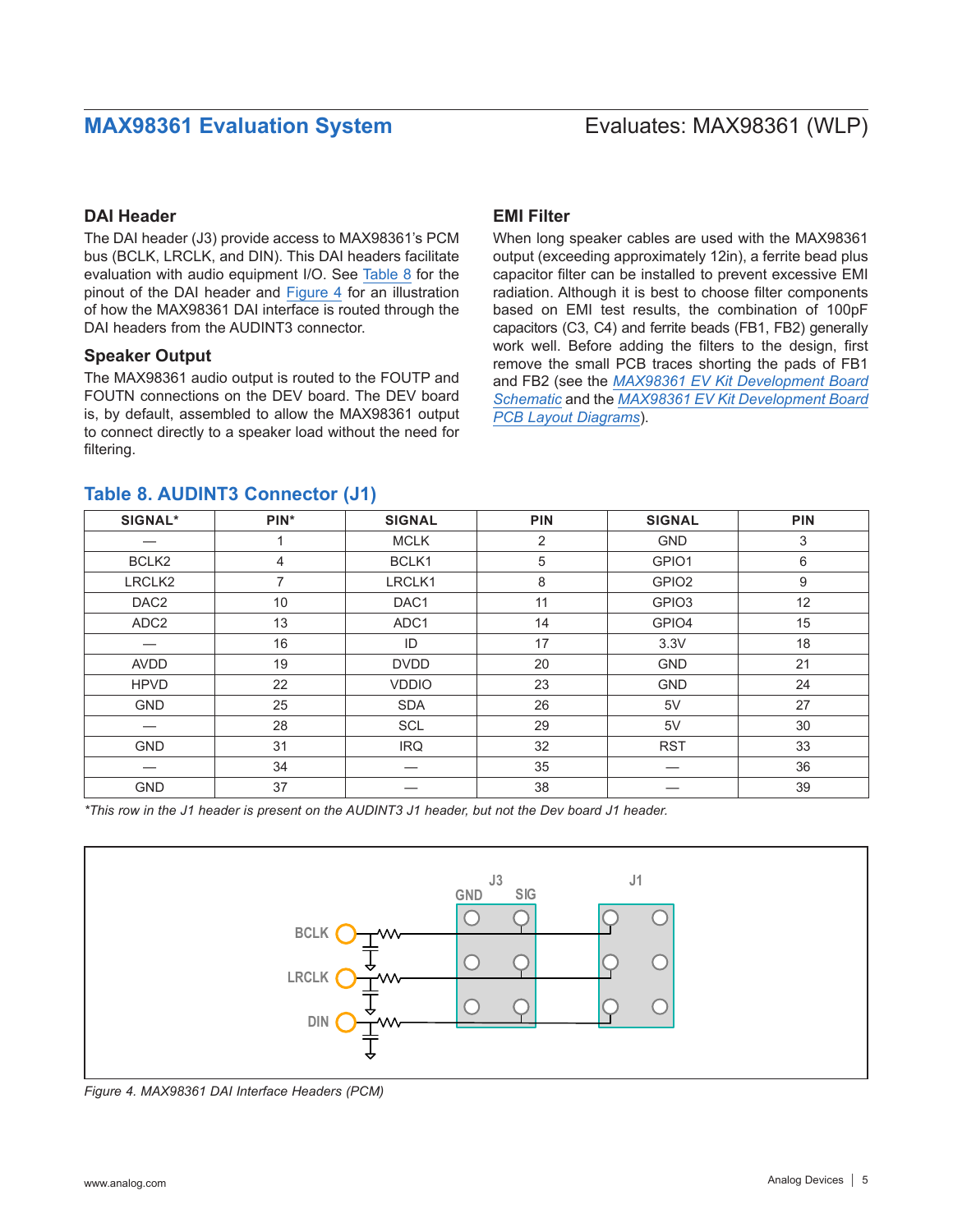## DAI Header

The DAI header (J3) provide access to MAX98361's PCM bus (BCLK, LRCLK, and DIN). This DAI headers facilitate evaluation with audio equipment I/O. See Table 8 for the pinout of the DAI header and Figure 4 for an illustration of how the MAX98361 DAI interface is routed through the DAI headers from the AUDINT3 connector.

## Speaker Output

The MAX98361 audio output is routed to the FOUTP and FOUTN connections on the DEV board. The DEV board is, by default, assembled to allow the MAX98361 output to connect directly to a speaker load without the need for filtering.

## EMI Filter

When long speaker cables are used with the MAX98361 output (exceeding approximately 12in), a ferrite bead plus capacitor filter can be installed to prevent excessive EMI radiation. Although it is best to choose filter components based on EMI test results, the combination of 100pF capacitors (C3, C4) and ferrite beads (FB1, FB2) generally work well. Before adding the filters to the design, first remove the small PCB traces shorting the pads of FB1 and FB2 (see the *MAX98361 EV Kit Development Board Schematic* and the *MAX98361 EV Kit Development Board PCB Layout Diagrams*).

## Table 8. AUDINT3 Connector (J1)

| SIGNAL* | PIN* | SIGNAL | PIN | SIGNAL | PIN |
|---|---|---|---|---|---|
| — | 1 | MCLK | 2 | GND | 3 |
| BCLK2 | 4 | BCLK1 | 5 | GPIO1 | 6 |
| LRCLK2 | 7 | LRCLK1 | 8 | GPIO2 | 9 |
| DAC2 | 10 | DAC1 | 11 | GPIO3 | 12 |
| ADC2 | 13 | ADC1 | 14 | GPIO4 | 15 |
| — | 16 | ID | 17 | 3.3V | 18 |
| AVDD | 19 | DVDD | 20 | GND | 21 |
| HPVD | 22 | VDDIO | 23 | GND | 24 |
| GND | 25 | SDA | 26 | 5V | 27 |
| — | 28 | SCL | 29 | 5V | 30 |
| GND | 31 | IRQ | 32 | RST | 33 |
| — | 34 | — | 35 | — | 36 |
| GND | 37 | — | 38 | — | 39 |

*\*This row in the J1 header is present on the AUDINT3 J1 header, but not the Dev board J1 header.*

*Figure 4. MAX98361 DAI Interface Headers (PCM)*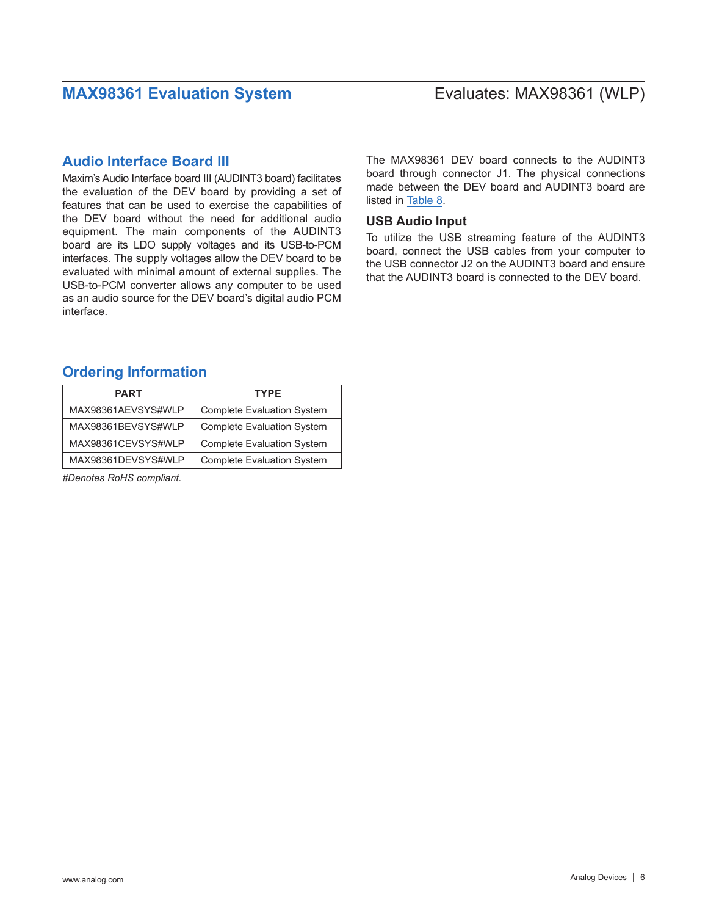## Audio Interface Board III

Maxim's Audio Interface board III (AUDINT3 board) facilitates the evaluation of the DEV board by providing a set of features that can be used to exercise the capabilities of the DEV board without the need for additional audio equipment. The main components of the AUDINT3 board are its LDO supply voltages and its USB-to-PCM interfaces. The supply voltages allow the DEV board to be evaluated with minimal amount of external supplies. The USB-to-PCM converter allows any computer to be used as an audio source for the DEV board's digital audio PCM interface.

The MAX98361 DEV board connects to the AUDINT3 board through connector J1. The physical connections made between the DEV board and AUDINT3 board are listed in Table 8.

### USB Audio Input

To utilize the USB streaming feature of the AUDINT3 board, connect the USB cables from your computer to the USB connector J2 on the AUDINT3 board and ensure that the AUDINT3 board is connected to the DEV board.

## Ordering Information

| PART | TYPE |
|---|---|
| MAX98361AEVSYS#WLP | Complete Evaluation System |
| MAX98361BEVSYS#WLP | Complete Evaluation System |
| MAX98361CEVSYS#WLP | Complete Evaluation System |
| MAX98361DEVSYS#WLP | Complete Evaluation System |

*#Denotes RoHS compliant.*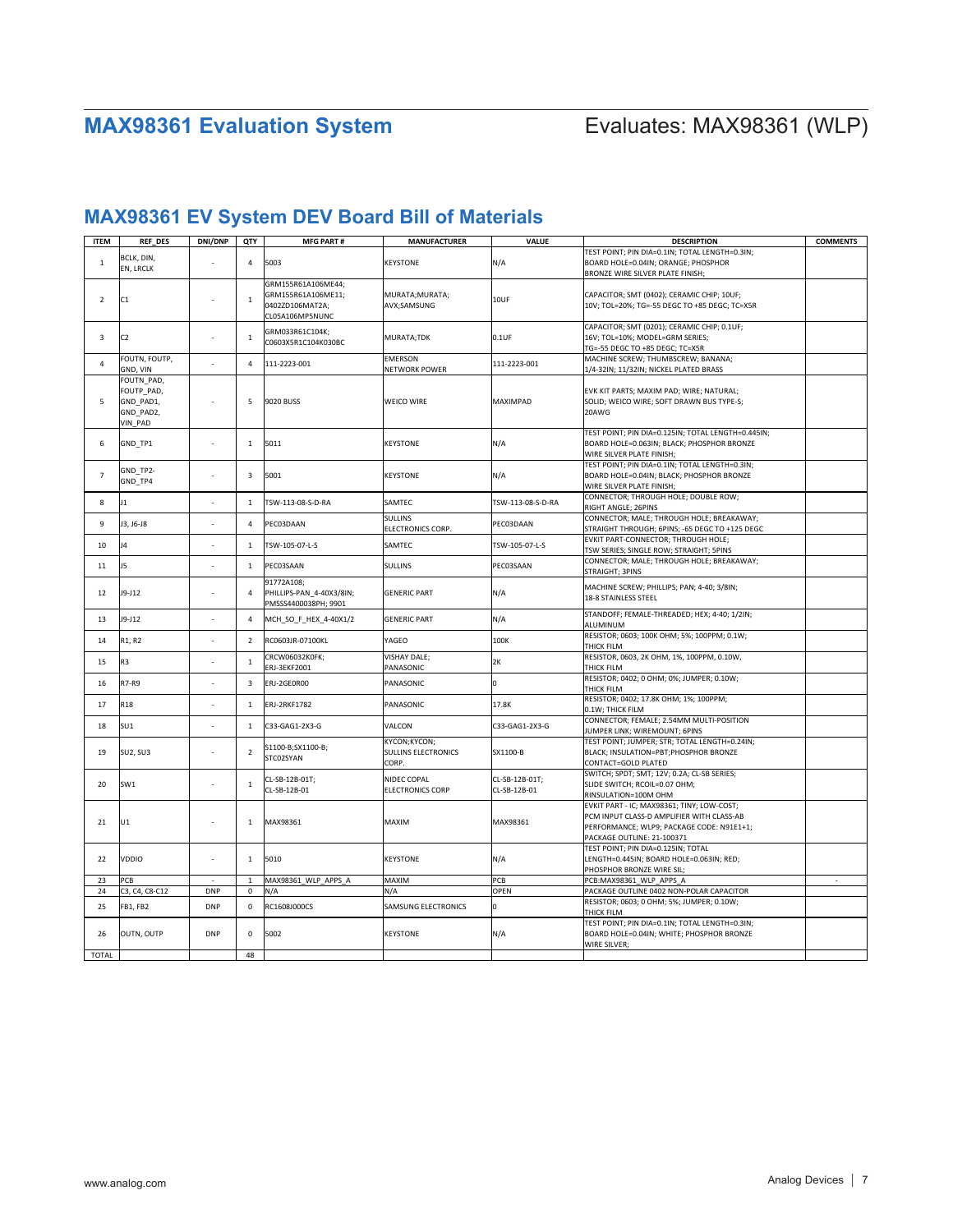# MAX98361 Evaluation System

Evaluates: MAX98361 (WLP)

## MAX98361 EV System DEV Board Bill of Materials

| ITEM | REF_DES | DNI/DNP | QTY | MFG PART # | MANUFACTURER | VALUE | DESCRIPTION | COMMENTS |
|---|---|---|---|---|---|---|---|---|
| 1 | BCLK, DIN, EN, LRCLK | - | 4 | 5003 | KEYSTONE | N/A | TEST POINT; PIN DIA=0.1IN; TOTAL LENGTH=0.3IN; BOARD HOLE=0.04IN; ORANGE; PHOSPHOR BRONZE WIRE SILVER PLATE FINISH; | |
| 2 | C1 | - | 1 | GRM155R61A106ME44; GRM155R61A106ME11; 0402ZD106MAT2A; CL05A106MP5NUNC | MURATA;MURATA; AVX;SAMSUNG | 10UF | CAPACITOR; SMT (0402); CERAMIC CHIP; 10UF; 10V; TOL=20%; TG=-55 DEGC TO +85 DEGC; TC=X5R | |
| 3 | C2 | - | 1 | GRM033R61C104K; C0603X5R1C104K030BC | MURATA;TDK | 0.1UF | CAPACITOR; SMT (0201); CERAMIC CHIP; 0.1UF; 16V; TOL=10%; MODEL=GRM SERIES; TG=-55 DEGC TO +85 DEGC; TC=X5R | |
| 4 | FOUTN, FOUTP, GND, VIN | - | 4 | 111-2223-001 | EMERSON NETWORK POWER | 111-2223-001 | MACHINE SCREW; THUMBSCREW; BANANA; 1/4-32IN; 11/32IN; NICKEL PLATED BRASS | |
| 5 | FOUTN_PAD, FOUTP_PAD, GND_PAD1, GND_PAD2, VIN_PAD | - | 5 | 9020 BUSS | WEICO WIRE | MAXIMPAD | EVK KIT PARTS; MAXIM PAD; WIRE; NATURAL; SOLID; WEICO WIRE; SOFT DRAWN BUS TYPE-S; 20AWG | |
| 6 | GND_TP1 | - | 1 | 5011 | KEYSTONE | N/A | TEST POINT; PIN DIA=0.125IN; TOTAL LENGTH=0.445IN; BOARD HOLE=0.063IN; BLACK; PHOSPHOR BRONZE WIRE SILVER PLATE FINISH; | |
| 7 | GND_TP2-GND_TP4 | - | 3 | 5001 | KEYSTONE | N/A | TEST POINT; PIN DIA=0.1IN; TOTAL LENGTH=0.3IN; BOARD HOLE=0.04IN; BLACK; PHOSPHOR BRONZE WIRE SILVER PLATE FINISH; | |
| 8 | J1 | - | 1 | TSW-113-08-S-D-RA | SAMTEC | TSW-113-08-S-D-RA | CONNECTOR; THROUGH HOLE; DOUBLE ROW; RIGHT ANGLE; 26PINS | |
| 9 | J3, J6-J8 | - | 4 | PEC03DAAN | SULLINS ELECTRONICS CORP. | PEC03DAAN | CONNECTOR; MALE; THROUGH HOLE; BREAKAWAY; STRAIGHT THROUGH; 6PINS; -65 DEGC TO +125 DEGC | |
| 10 | J4 | - | 1 | TSW-105-07-L-S | SAMTEC | TSW-105-07-L-S | EVKIT PART-CONNECTOR; THROUGH HOLE; TSW SERIES; SINGLE ROW; STRAIGHT; 5PINS | |
| 11 | J5 | - | 1 | PEC03SAAN | SULLINS | PEC03SAAN | CONNECTOR; MALE; THROUGH HOLE; BREAKAWAY; STRAIGHT; 3PINS | |
| 12 | J9-J12 | - | 4 | 91772A108; PHILLIPS-PAN_4-40X3/8IN; PMSSS4400038PH; 9901 | GENERIC PART | N/A | MACHINE SCREW; PHILLIPS; PAN; 4-40; 3/8IN; 18-8 STAINLESS STEEL | |
| 13 | J9-J12 | - | 4 | MCH_SO_F_HEX_4-40X1/2 | GENERIC PART | N/A | STANDOFF; FEMALE-THREADED; HEX; 4-40; 1/2IN; ALUMINUM | |
| 14 | R1, R2 | - | 2 | RC0603JR-07100KL | YAGEO | 100K | RESISTOR; 0603; 100K OHM; 5%; 100PPM; 0.1W; THICK FILM | |
| 15 | R3 | - | 1 | CRCW06032K0FK; ERJ-3EKF2001 | VISHAY DALE; PANASONIC | 2K | RESISTOR, 0603, 2K OHM, 1%, 100PPM, 0.10W, THICK FILM | |
| 16 | R7-R9 | - | 3 | ERJ-2GE0R00 | PANASONIC | 0 | RESISTOR; 0402; 0 OHM; 0%; JUMPER; 0.10W; THICK FILM | |
| 17 | R18 | - | 1 | ERJ-2RKF1782 | PANASONIC | 17.8K | RESISTOR; 0402; 17.8K OHM; 1%; 100PPM; 0.1W; THICK FILM | |
| 18 | SU1 | - | 1 | C33-GAG1-2X3-G | VALCON | C33-GAG1-2X3-G | CONNECTOR; FEMALE; 2.54MM MULTI-POSITION JUMPER LINK; WIREMOUNT; 6PINS | |
| 19 | SU2, SU3 | - | 2 | S1100-B;SX1100-B; STC02SYAN | KYCON;KYCON; SULLINS ELECTRONICS CORP. | SX1100-B | TEST POINT; JUMPER; STR; TOTAL LENGTH=0.24IN; BLACK; INSULATION=PBT;PHOSPHOR BRONZE CONTACT=GOLD PLATED | |
| 20 | SW1 | - | 1 | CL-SB-12B-01T; CL-SB-12B-01 | NIDEC COPAL ELECTRONICS CORP | CL-SB-12B-01T; CL-SB-12B-01 | SWITCH; SPDT; SMT; 12V; 0.2A; CL-SB SERIES; SLIDE SWITCH; RCOIL=0.07 OHM; RINSULATION=100M OHM | |
| 21 | U1 | - | 1 | MAX98361 | MAXIM | MAX98361 | EVKIT PART - IC; MAX98361; TINY; LOW-COST; PCM INPUT CLASS-D AMPLIFIER WITH CLASS-AB PERFORMANCE; WLP9; PACKAGE CODE: N91E1+1; PACKAGE OUTLINE: 21-100371 | |
| 22 | VDDIO | - | 1 | 5010 | KEYSTONE | N/A | TEST POINT; PIN DIA=0.125IN; TOTAL LENGTH=0.445IN; BOARD HOLE=0.063IN; RED; PHOSPHOR BRONZE WIRE SIL; | |
| 23 | PCB | - | 1 | MAX98361_WLP_APPS_A | MAXIM | PCB | PCB:MAX98361_WLP_APPS_A | - |
| 24 | C3, C4, C8-C12 | DNP | 0 | N/A | N/A | OPEN | PACKAGE OUTLINE 0402 NON-POLAR CAPACITOR | |
| 25 | FB1, FB2 | DNP | 0 | RC1608J000CS | SAMSUNG ELECTRONICS | 0 | RESISTOR; 0603; 0 OHM; 5%; JUMPER; 0.10W; THICK FILM | |
| 26 | OUTN, OUTP | DNP | 0 | 5002 | KEYSTONE | N/A | TEST POINT; PIN DIA=0.1IN; TOTAL LENGTH=0.3IN; BOARD HOLE=0.04IN; WHITE; PHOSPHOR BRONZE WIRE SILVER; | |
| TOTAL | | | 48 | | | | | |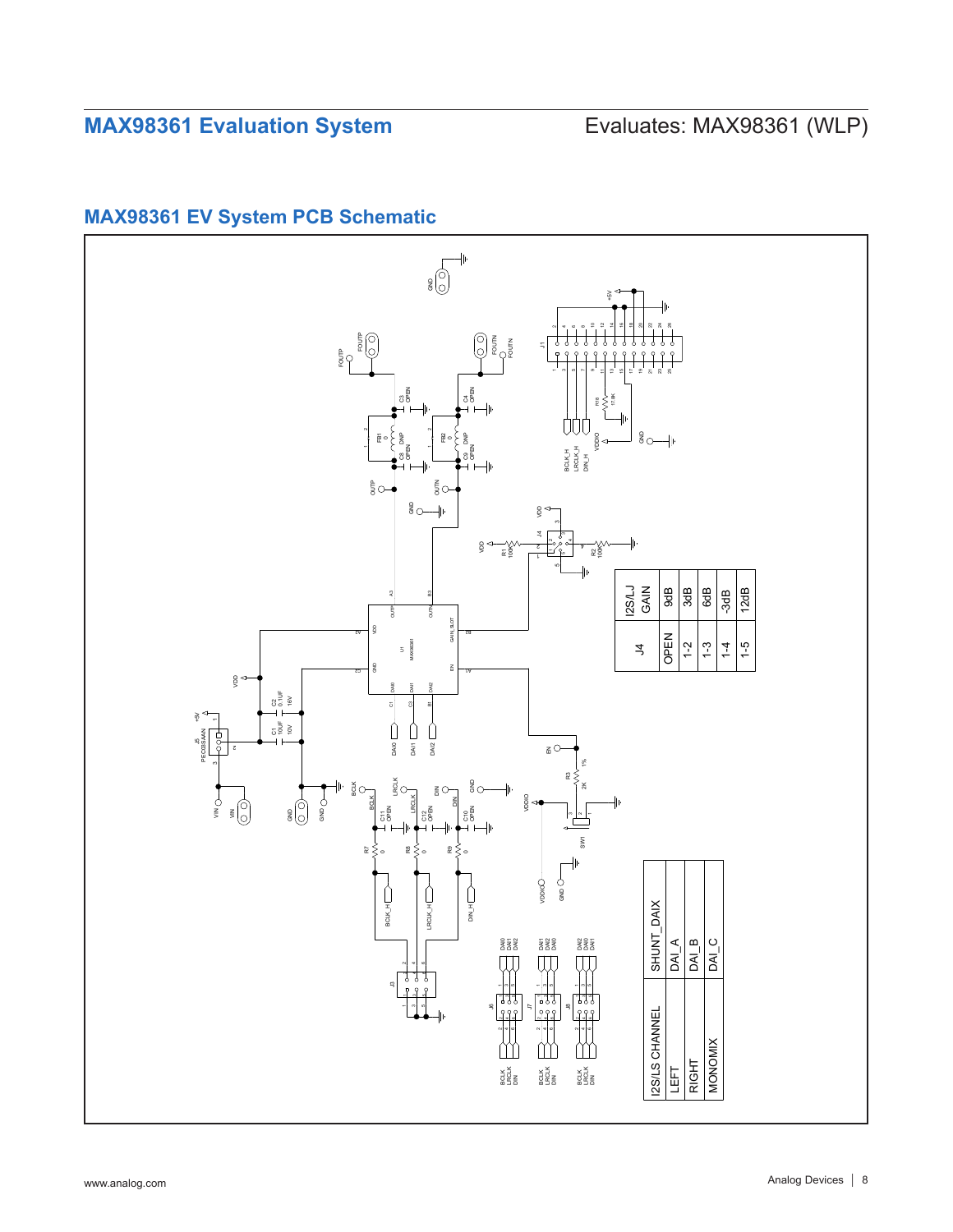## MAX98361 EV System PCB Schematic

| J4 | I2S/LJ GAIN |
|---|---|
| OPEN | 9dB |
| 1-2 | 3dB |
| 1-3 | 6dB |
| 1-4 | -3dB |
| 1-5 | 12dB |

| I2S/LS CHANNEL | SHUNT_DAIX |
|---|---|
| LEFT | DAI_A |
| RIGHT | DAI_B |
| MONOMIX | DAI_C |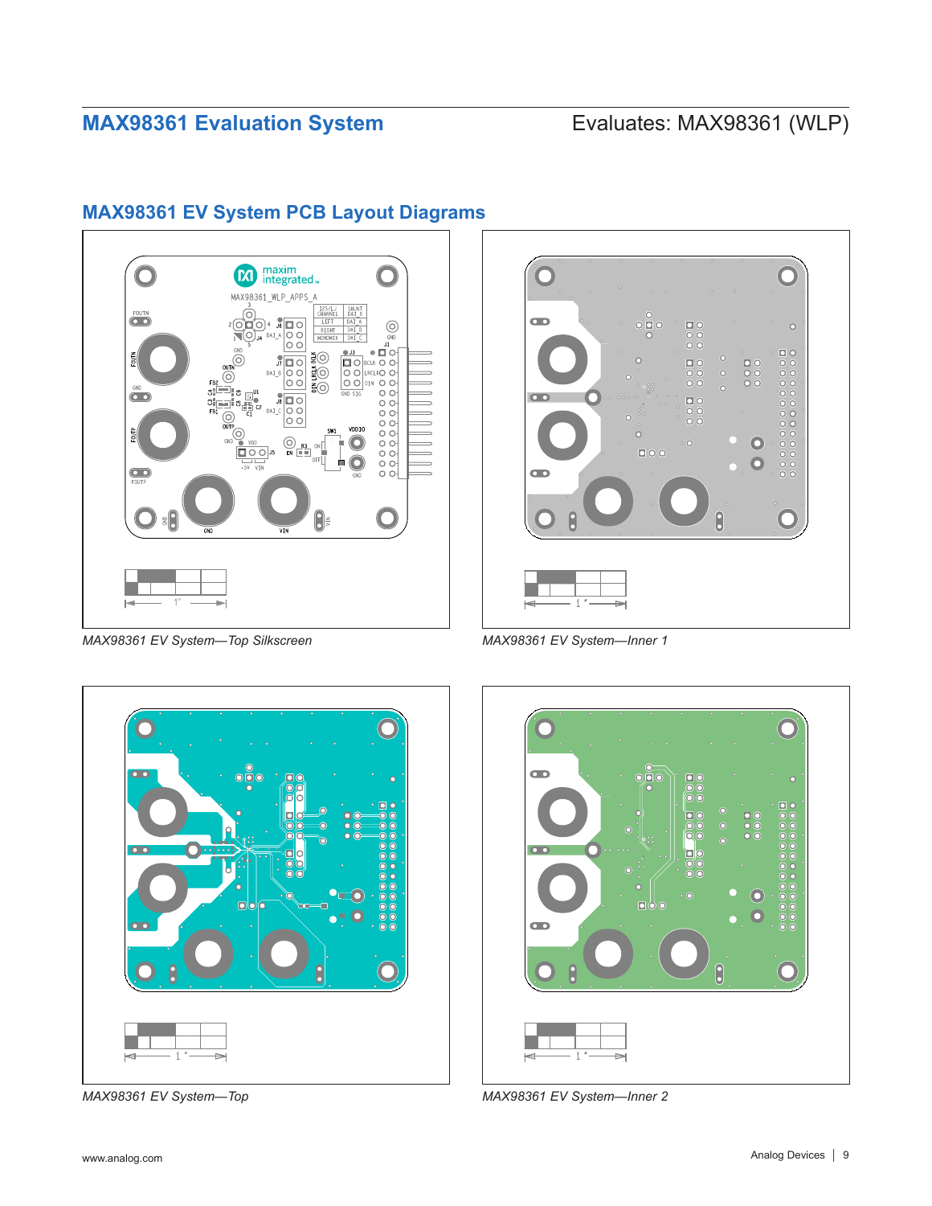## MAX98361 EV System PCB Layout Diagrams

*MAX98361 EV System—Top Silkscreen*

*MAX98361 EV System—Inner 1*

*MAX98361 EV System—Top*

*MAX98361 EV System—Inner 2*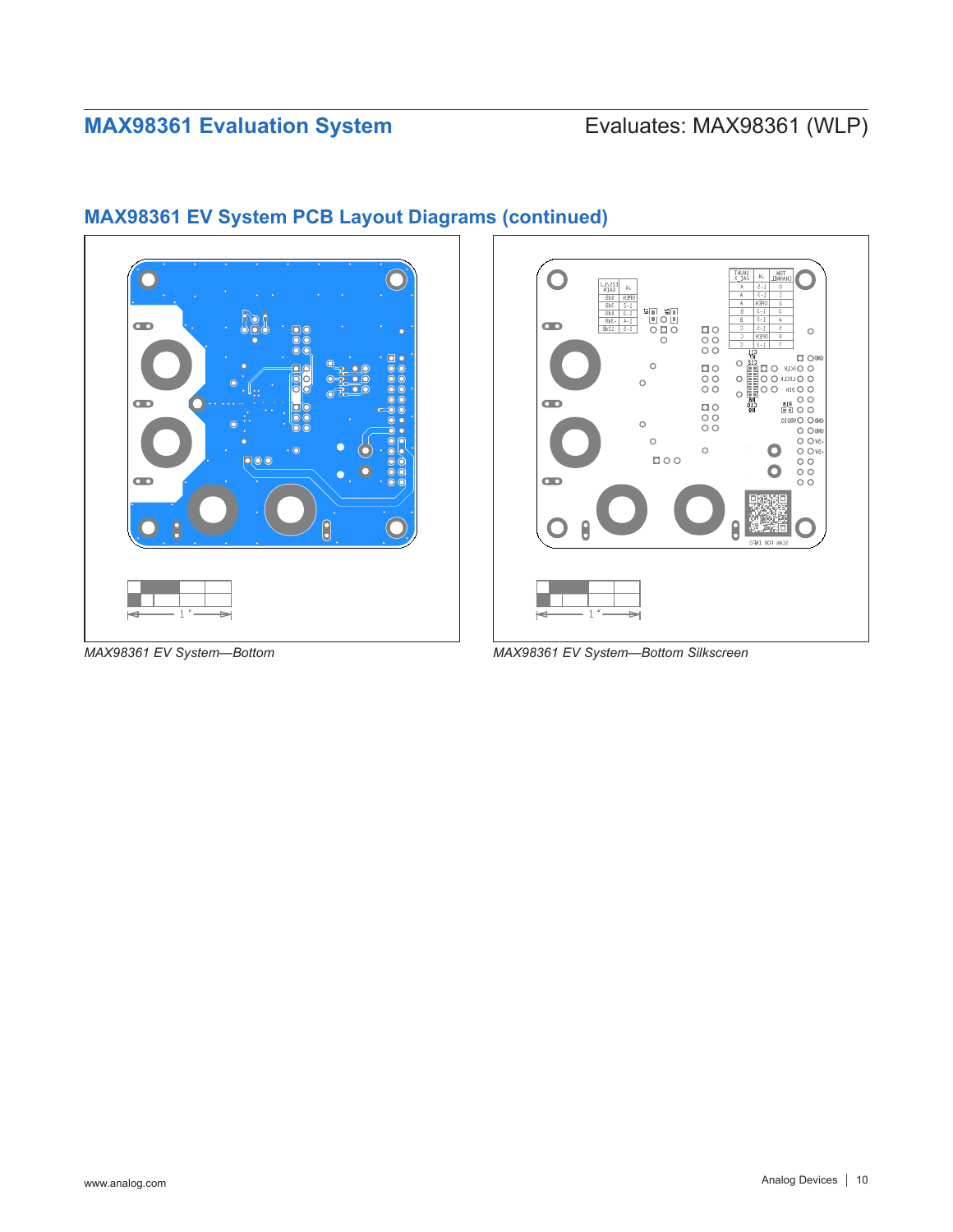## MAX98361 EV System PCB Layout Diagrams (continued)

*MAX98361 EV System—Bottom*

*MAX98361 EV System—Bottom Silkscreen*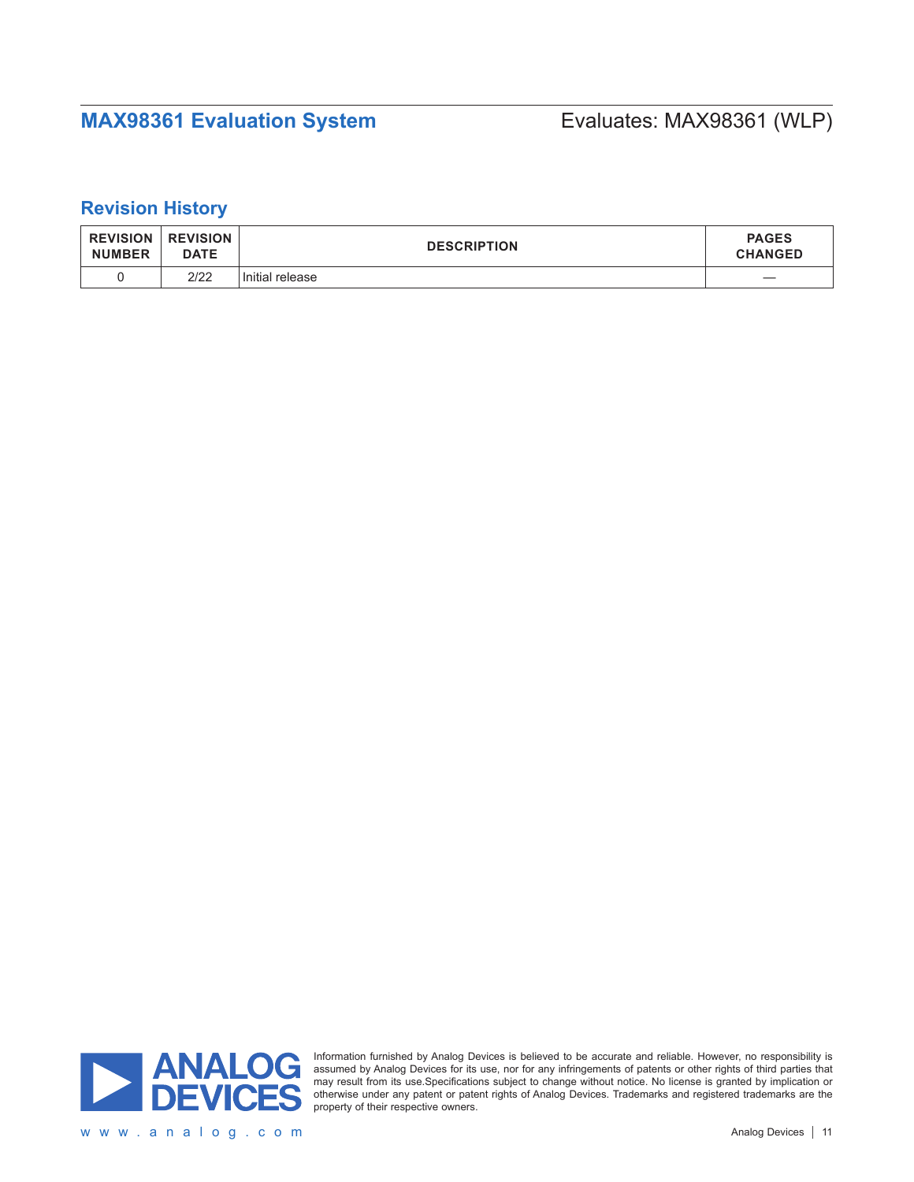## Revision History

| REVISION NUMBER | REVISION DATE | DESCRIPTION | PAGES CHANGED |
|---|---|---|---|
| 0 | 2/22 | Initial release | — |

Information furnished by Analog Devices is believed to be accurate and reliable. However, no responsibility is assumed by Analog Devices for its use, nor for any infringements of patents or other rights of third parties that may result from its use.Specifications subject to change without notice. No license is granted by implication or otherwise under any patent or patent rights of Analog Devices. Trademarks and registered trademarks are the property of their respective owners.